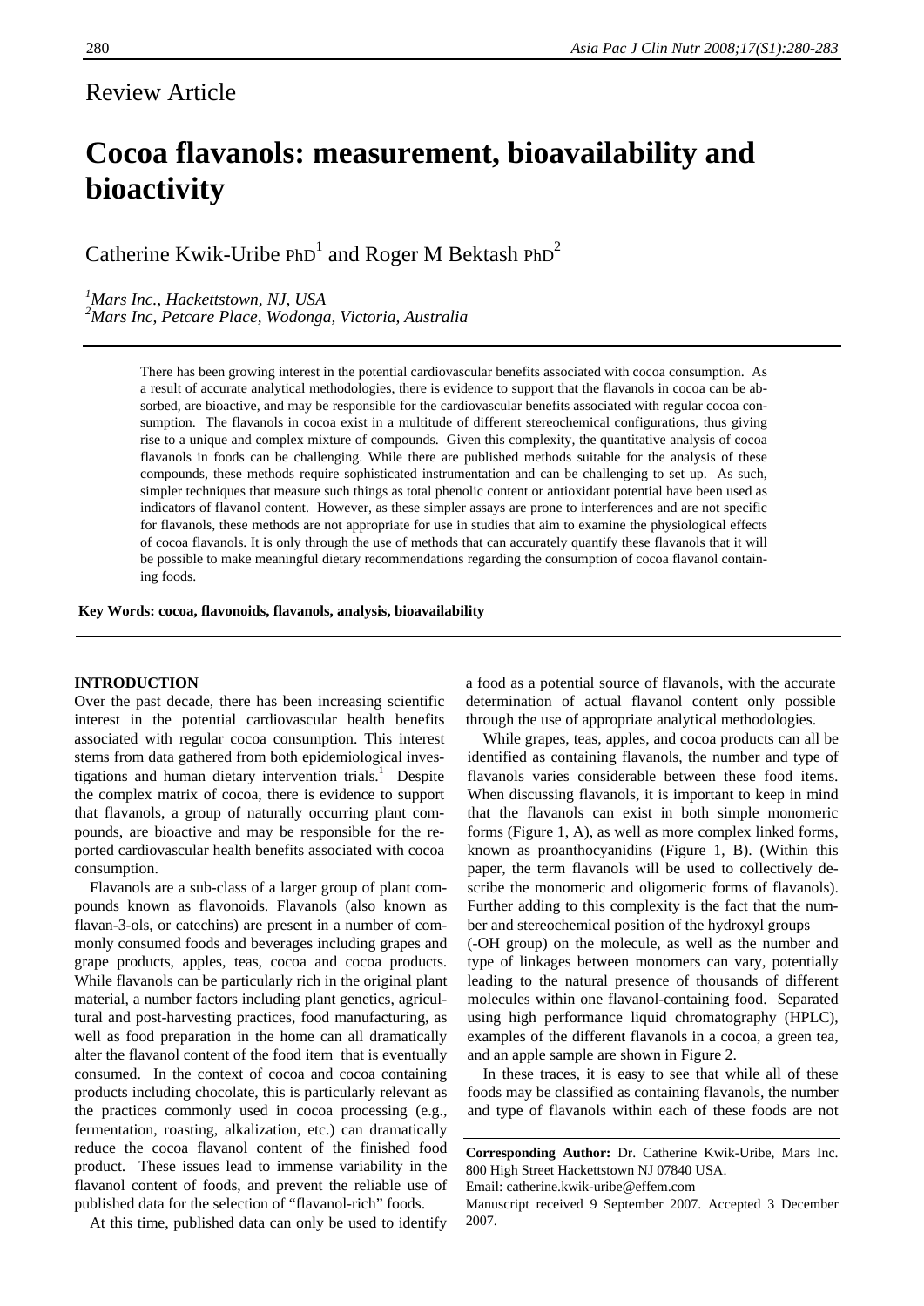## Review Article

# Cocoa flavanols: measurement, bioavailability and bioactivity

Catherine Kwik-Uribe PhD[1] and Roger M Bektash PhD[2]

[1]*Mars Inc., Hackettstown, NJ, USA*
[2]*Mars Inc, Petcare Place, Wodonga, Victoria, Australia*

There has been growing interest in the potential cardiovascular benefits associated with cocoa consumption. As a result of accurate analytical methodologies, there is evidence to support that the flavanols in cocoa can be absorbed, are bioactive, and may be responsible for the cardiovascular benefits associated with regular cocoa consumption. The flavanols in cocoa exist in a multitude of different stereochemical configurations, thus giving rise to a unique and complex mixture of compounds. Given this complexity, the quantitative analysis of cocoa flavanols in foods can be challenging. While there are published methods suitable for the analysis of these compounds, these methods require sophisticated instrumentation and can be challenging to set up. As such, simpler techniques that measure such things as total phenolic content or antioxidant potential have been used as indicators of flavanol content. However, as these simpler assays are prone to interferences and are not specific for flavanols, these methods are not appropriate for use in studies that aim to examine the physiological effects of cocoa flavanols. It is only through the use of methods that can accurately quantify these flavanols that it will be possible to make meaningful dietary recommendations regarding the consumption of cocoa flavanol containing foods.

**Key Words: cocoa, flavonoids, flavanols, analysis, bioavailability**

## INTRODUCTION

Over the past decade, there has been increasing scientific interest in the potential cardiovascular health benefits associated with regular cocoa consumption. This interest stems from data gathered from both epidemiological investigations and human dietary intervention trials.[1] Despite the complex matrix of cocoa, there is evidence to support that flavanols, a group of naturally occurring plant compounds, are bioactive and may be responsible for the reported cardiovascular health benefits associated with cocoa consumption.

Flavanols are a sub-class of a larger group of plant compounds known as flavonoids. Flavanols (also known as flavan-3-ols, or catechins) are present in a number of commonly consumed foods and beverages including grapes and grape products, apples, teas, cocoa and cocoa products. While flavanols can be particularly rich in the original plant material, a number factors including plant genetics, agricultural and post-harvesting practices, food manufacturing, as well as food preparation in the home can all dramatically alter the flavanol content of the food item that is eventually consumed. In the context of cocoa and cocoa containing products including chocolate, this is particularly relevant as the practices commonly used in cocoa processing (e.g., fermentation, roasting, alkalization, etc.) can dramatically reduce the cocoa flavanol content of the finished food product. These issues lead to immense variability in the flavanol content of foods, and prevent the reliable use of published data for the selection of "flavanol-rich" foods.

At this time, published data can only be used to identify a food as a potential source of flavanols, with the accurate determination of actual flavanol content only possible through the use of appropriate analytical methodologies.

While grapes, teas, apples, and cocoa products can all be identified as containing flavanols, the number and type of flavanols varies considerable between these food items. When discussing flavanols, it is important to keep in mind that the flavanols can exist in both simple monomeric forms (Figure 1, A), as well as more complex linked forms, known as proanthocyanidins (Figure 1, B). (Within this paper, the term flavanols will be used to collectively describe the monomeric and oligomeric forms of flavanols). Further adding to this complexity is the fact that the number and stereochemical position of the hydroxyl groups (-OH group) on the molecule, as well as the number and type of linkages between monomers can vary, potentially leading to the natural presence of thousands of different molecules within one flavanol-containing food. Separated using high performance liquid chromatography (HPLC), examples of the different flavanols in a cocoa, a green tea, and an apple sample are shown in Figure 2.

In these traces, it is easy to see that while all of these foods may be classified as containing flavanols, the number and type of flavanols within each of these foods are not

**Corresponding Author:** Dr. Catherine Kwik-Uribe, Mars Inc. 800 High Street Hackettstown NJ 07840 USA.
Email: catherine.kwik-uribe@effem.com
Manuscript received 9 September 2007. Accepted 3 December 2007.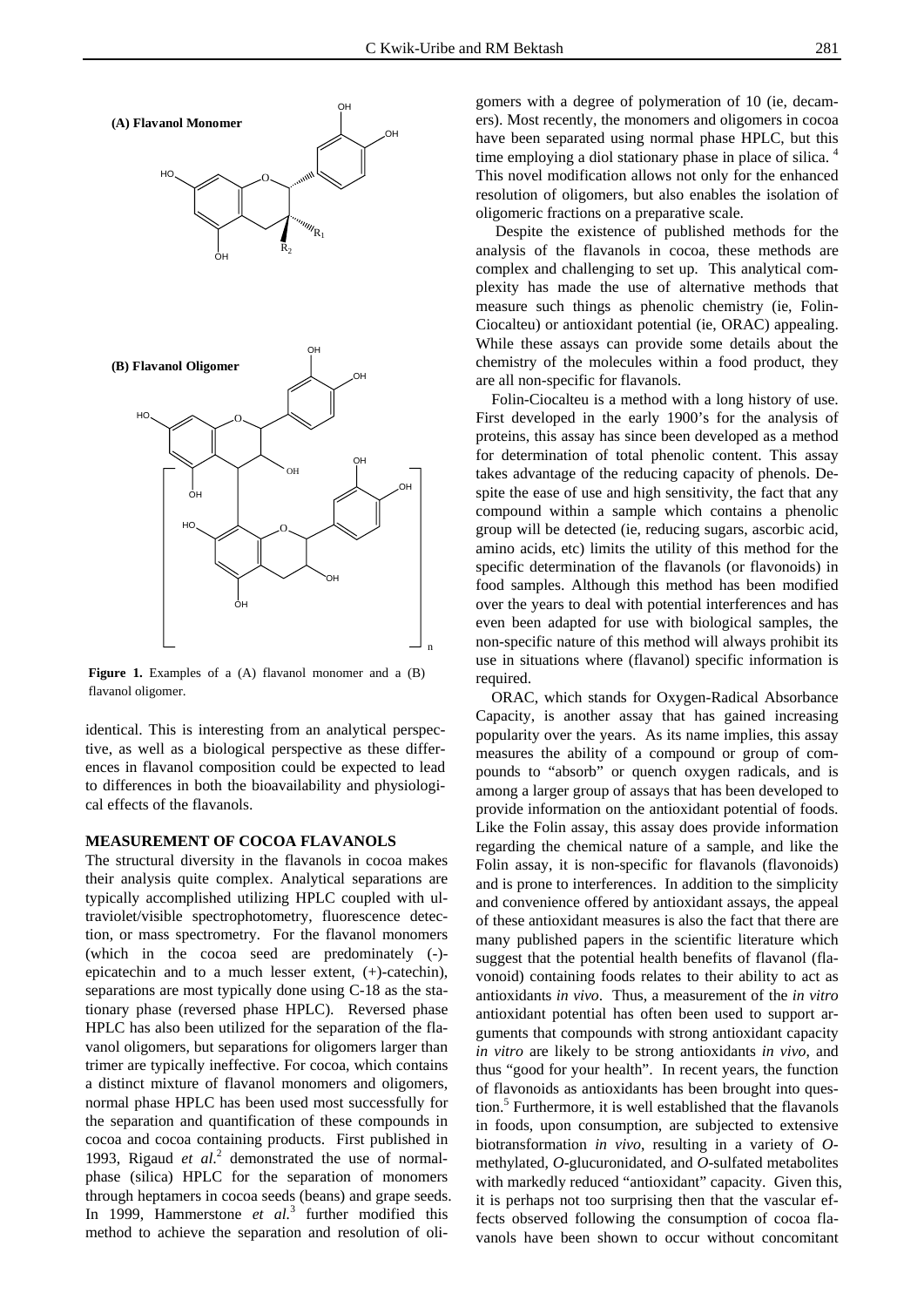**Figure 1.** Examples of a (A) flavanol monomer and a (B) flavanol oligomer.

identical. This is interesting from an analytical perspective, as well as a biological perspective as these differences in flavanol composition could be expected to lead to differences in both the bioavailability and physiological effects of the flavanols.

## MEASUREMENT OF COCOA FLAVANOLS

The structural diversity in the flavanols in cocoa makes their analysis quite complex. Analytical separations are typically accomplished utilizing HPLC coupled with ultraviolet/visible spectrophotometry, fluorescence detection, or mass spectrometry. For the flavanol monomers (which in the cocoa seed are predominately (-)-epicatechin and to a much lesser extent, (+)-catechin), separations are most typically done using C-18 as the stationary phase (reversed phase HPLC). Reversed phase HPLC has also been utilized for the separation of the flavanol oligomers, but separations for oligomers larger than trimer are typically ineffective. For cocoa, which contains a distinct mixture of flavanol monomers and oligomers, normal phase HPLC has been used most successfully for the separation and quantification of these compounds in cocoa and cocoa containing products. First published in 1993, Rigaud *et al*.[2] demonstrated the use of normal-phase (silica) HPLC for the separation of monomers through heptamers in cocoa seeds (beans) and grape seeds. In 1999, Hammerstone *et al.*[3] further modified this method to achieve the separation and resolution of oligomers with a degree of polymeration of 10 (ie, decamers). Most recently, the monomers and oligomers in cocoa have been separated using normal phase HPLC, but this time employing a diol stationary phase in place of silica.[4] This novel modification allows not only for the enhanced resolution of oligomers, but also enables the isolation of oligomeric fractions on a preparative scale.

Despite the existence of published methods for the analysis of the flavanols in cocoa, these methods are complex and challenging to set up. This analytical complexity has made the use of alternative methods that measure such things as phenolic chemistry (ie, Folin-Ciocalteu) or antioxidant potential (ie, ORAC) appealing. While these assays can provide some details about the chemistry of the molecules within a food product, they are all non-specific for flavanols.

Folin-Ciocalteu is a method with a long history of use. First developed in the early 1900's for the analysis of proteins, this assay has since been developed as a method for determination of total phenolic content. This assay takes advantage of the reducing capacity of phenols. Despite the ease of use and high sensitivity, the fact that any compound within a sample which contains a phenolic group will be detected (ie, reducing sugars, ascorbic acid, amino acids, etc) limits the utility of this method for the specific determination of the flavanols (or flavonoids) in food samples. Although this method has been modified over the years to deal with potential interferences and has even been adapted for use with biological samples, the non-specific nature of this method will always prohibit its use in situations where (flavanol) specific information is required.

ORAC, which stands for Oxygen-Radical Absorbance Capacity, is another assay that has gained increasing popularity over the years. As its name implies, this assay measures the ability of a compound or group of compounds to "absorb" or quench oxygen radicals, and is among a larger group of assays that has been developed to provide information on the antioxidant potential of foods. Like the Folin assay, this assay does provide information regarding the chemical nature of a sample, and like the Folin assay, it is non-specific for flavanols (flavonoids) and is prone to interferences. In addition to the simplicity and convenience offered by antioxidant assays, the appeal of these antioxidant measures is also the fact that there are many published papers in the scientific literature which suggest that the potential health benefits of flavanol (flavonoid) containing foods relates to their ability to act as antioxidants *in vivo*. Thus, a measurement of the *in vitro* antioxidant potential has often been used to support arguments that compounds with strong antioxidant capacity *in vitro* are likely to be strong antioxidants *in vivo*, and thus "good for your health". In recent years, the function of flavonoids as antioxidants has been brought into question.[5] Furthermore, it is well established that the flavanols in foods, upon consumption, are subjected to extensive biotransformation *in vivo*, resulting in a variety of *O*-methylated, *O*-glucuronidated, and *O*-sulfated metabolites with markedly reduced "antioxidant" capacity. Given this, it is perhaps not too surprising then that the vascular effects observed following the consumption of cocoa flavanols have been shown to occur without concomitant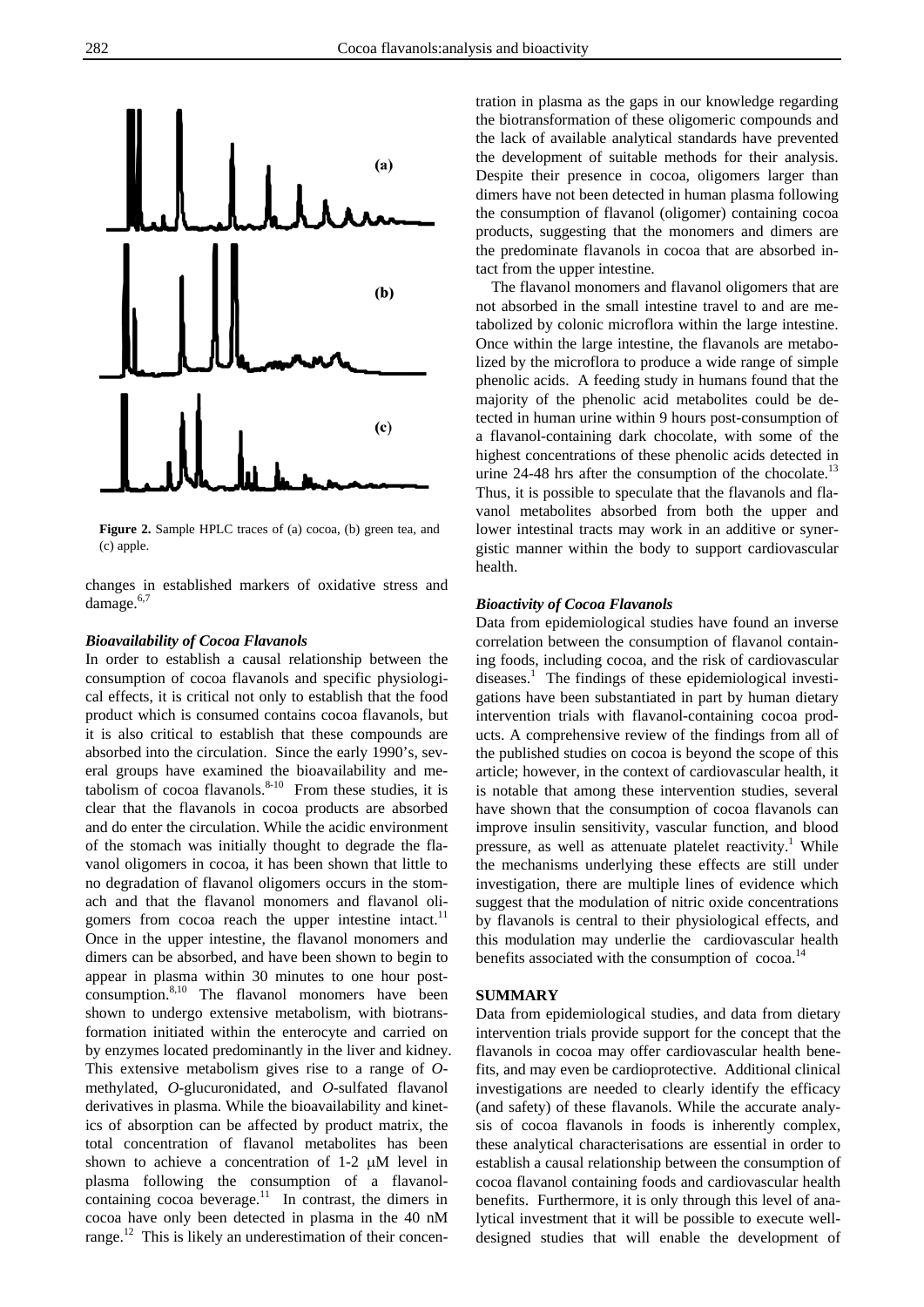**Figure 2.** Sample HPLC traces of (a) cocoa, (b) green tea, and (c) apple.

changes in established markers of oxidative stress and damage.[6,7]

### *Bioavailability of Cocoa Flavanols*

In order to establish a causal relationship between the consumption of cocoa flavanols and specific physiological effects, it is critical not only to establish that the food product which is consumed contains cocoa flavanols, but it is also critical to establish that these compounds are absorbed into the circulation. Since the early 1990's, several groups have examined the bioavailability and metabolism of cocoa flavanols.[8-10] From these studies, it is clear that the flavanols in cocoa products are absorbed and do enter the circulation. While the acidic environment of the stomach was initially thought to degrade the flavanol oligomers in cocoa, it has been shown that little to no degradation of flavanol oligomers occurs in the stomach and that the flavanol monomers and flavanol oligomers from cocoa reach the upper intestine intact.[11] Once in the upper intestine, the flavanol monomers and dimers can be absorbed, and have been shown to begin to appear in plasma within 30 minutes to one hour post-consumption.[8,10] The flavanol monomers have been shown to undergo extensive metabolism, with biotransformation initiated within the enterocyte and carried on by enzymes located predominantly in the liver and kidney. This extensive metabolism gives rise to a range of *O*-methylated, *O*-glucuronidated, and *O*-sulfated flavanol derivatives in plasma. While the bioavailability and kinetics of absorption can be affected by product matrix, the total concentration of flavanol metabolites has been shown to achieve a concentration of 1-2 μM level in plasma following the consumption of a flavanol-containing cocoa beverage.[11] In contrast, the dimers in cocoa have only been detected in plasma in the 40 nM range.[12] This is likely an underestimation of their concentration in plasma as the gaps in our knowledge regarding the biotransformation of these oligomeric compounds and the lack of available analytical standards have prevented the development of suitable methods for their analysis. Despite their presence in cocoa, oligomers larger than dimers have not been detected in human plasma following the consumption of flavanol (oligomer) containing cocoa products, suggesting that the monomers and dimers are the predominate flavanols in cocoa that are absorbed intact from the upper intestine.

The flavanol monomers and flavanol oligomers that are not absorbed in the small intestine travel to and are metabolized by colonic microflora within the large intestine. Once within the large intestine, the flavanols are metabolized by the microflora to produce a wide range of simple phenolic acids. A feeding study in humans found that the majority of the phenolic acid metabolites could be detected in human urine within 9 hours post-consumption of a flavanol-containing dark chocolate, with some of the highest concentrations of these phenolic acids detected in urine 24-48 hrs after the consumption of the chocolate.[13] Thus, it is possible to speculate that the flavanols and flavanol metabolites absorbed from both the upper and lower intestinal tracts may work in an additive or synergistic manner within the body to support cardiovascular health.

### *Bioactivity of Cocoa Flavanols*

Data from epidemiological studies have found an inverse correlation between the consumption of flavanol containing foods, including cocoa, and the risk of cardiovascular diseases.[1] The findings of these epidemiological investigations have been substantiated in part by human dietary intervention trials with flavanol-containing cocoa products. A comprehensive review of the findings from all of the published studies on cocoa is beyond the scope of this article; however, in the context of cardiovascular health, it is notable that among these intervention studies, several have shown that the consumption of cocoa flavanols can improve insulin sensitivity, vascular function, and blood pressure, as well as attenuate platelet reactivity.[1] While the mechanisms underlying these effects are still under investigation, there are multiple lines of evidence which suggest that the modulation of nitric oxide concentrations by flavanols is central to their physiological effects, and this modulation may underlie the cardiovascular health benefits associated with the consumption of cocoa.[14]

## SUMMARY

Data from epidemiological studies, and data from dietary intervention trials provide support for the concept that the flavanols in cocoa may offer cardiovascular health benefits, and may even be cardioprotective. Additional clinical investigations are needed to clearly identify the efficacy (and safety) of these flavanols. While the accurate analysis of cocoa flavanols in foods is inherently complex, these analytical characterisations are essential in order to establish a causal relationship between the consumption of cocoa flavanol containing foods and cardiovascular health benefits. Furthermore, it is only through this level of analytical investment that it will be possible to execute well-designed studies that will enable the development of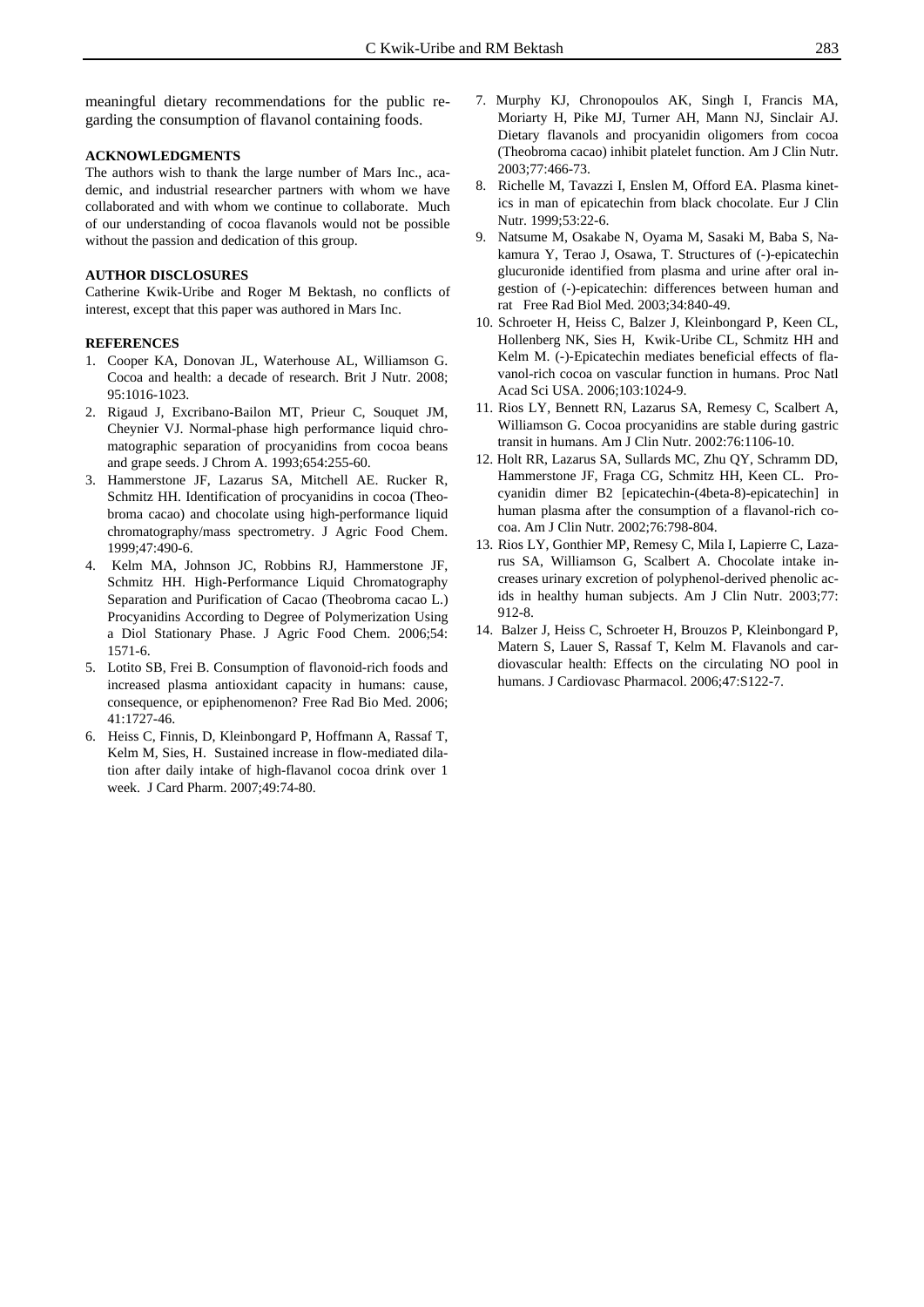meaningful dietary recommendations for the public regarding the consumption of flavanol containing foods.

### ACKNOWLEDGMENTS

The authors wish to thank the large number of Mars Inc., academic, and industrial researcher partners with whom we have collaborated and with whom we continue to collaborate. Much of our understanding of cocoa flavanols would not be possible without the passion and dedication of this group.

### AUTHOR DISCLOSURES

Catherine Kwik-Uribe and Roger M Bektash, no conflicts of interest, except that this paper was authored in Mars Inc.

### REFERENCES

1. Cooper KA, Donovan JL, Waterhouse AL, Williamson G. Cocoa and health: a decade of research. Brit J Nutr. 2008; 95:1016-1023.
2. Rigaud J, Excribano-Bailon MT, Prieur C, Souquet JM, Cheynier VJ. Normal-phase high performance liquid chromatographic separation of procyanidins from cocoa beans and grape seeds. J Chrom A. 1993;654:255-60.
3. Hammerstone JF, Lazarus SA, Mitchell AE. Rucker R, Schmitz HH. Identification of procyanidins in cocoa (Theobroma cacao) and chocolate using high-performance liquid chromatography/mass spectrometry. J Agric Food Chem. 1999;47:490-6.
4. Kelm MA, Johnson JC, Robbins RJ, Hammerstone JF, Schmitz HH. High-Performance Liquid Chromatography Separation and Purification of Cacao (Theobroma cacao L.) Procyanidins According to Degree of Polymerization Using a Diol Stationary Phase. J Agric Food Chem. 2006;54: 1571-6.
5. Lotito SB, Frei B. Consumption of flavonoid-rich foods and increased plasma antioxidant capacity in humans: cause, consequence, or epiphenomenon? Free Rad Bio Med. 2006; 41:1727-46.
6. Heiss C, Finnis, D, Kleinbongard P, Hoffmann A, Rassaf T, Kelm M, Sies, H. Sustained increase in flow-mediated dilation after daily intake of high-flavanol cocoa drink over 1 week. J Card Pharm. 2007;49:74-80.
7. Murphy KJ, Chronopoulos AK, Singh I, Francis MA, Moriarty H, Pike MJ, Turner AH, Mann NJ, Sinclair AJ. Dietary flavanols and procyanidin oligomers from cocoa (Theobroma cacao) inhibit platelet function. Am J Clin Nutr. 2003;77:466-73.
8. Richelle M, Tavazzi I, Enslen M, Offord EA. Plasma kinetics in man of epicatechin from black chocolate. Eur J Clin Nutr. 1999;53:22-6.
9. Natsume M, Osakabe N, Oyama M, Sasaki M, Baba S, Nakamura Y, Terao J, Osawa, T. Structures of (-)-epicatechin glucuronide identified from plasma and urine after oral ingestion of (-)-epicatechin: differences between human and rat Free Rad Biol Med. 2003;34:840-49.
10. Schroeter H, Heiss C, Balzer J, Kleinbongard P, Keen CL, Hollenberg NK, Sies H, Kwik-Uribe CL, Schmitz HH and Kelm M. (-)-Epicatechin mediates beneficial effects of flavanol-rich cocoa on vascular function in humans. Proc Natl Acad Sci USA. 2006;103:1024-9.
11. Rios LY, Bennett RN, Lazarus SA, Remesy C, Scalbert A, Williamson G. Cocoa procyanidins are stable during gastric transit in humans. Am J Clin Nutr. 2002:76:1106-10.
12. Holt RR, Lazarus SA, Sullards MC, Zhu QY, Schramm DD, Hammerstone JF, Fraga CG, Schmitz HH, Keen CL. Procyanidin dimer B2 [epicatechin-(4beta-8)-epicatechin] in human plasma after the consumption of a flavanol-rich cocoa. Am J Clin Nutr. 2002;76:798-804.
13. Rios LY, Gonthier MP, Remesy C, Mila I, Lapierre C, Lazarus SA, Williamson G, Scalbert A. Chocolate intake increases urinary excretion of polyphenol-derived phenolic acids in healthy human subjects. Am J Clin Nutr. 2003;77: 912-8.
14. Balzer J, Heiss C, Schroeter H, Brouzos P, Kleinbongard P, Matern S, Lauer S, Rassaf T, Kelm M. Flavanols and cardiovascular health: Effects on the circulating NO pool in humans. J Cardiovasc Pharmacol. 2006;47:S122-7.